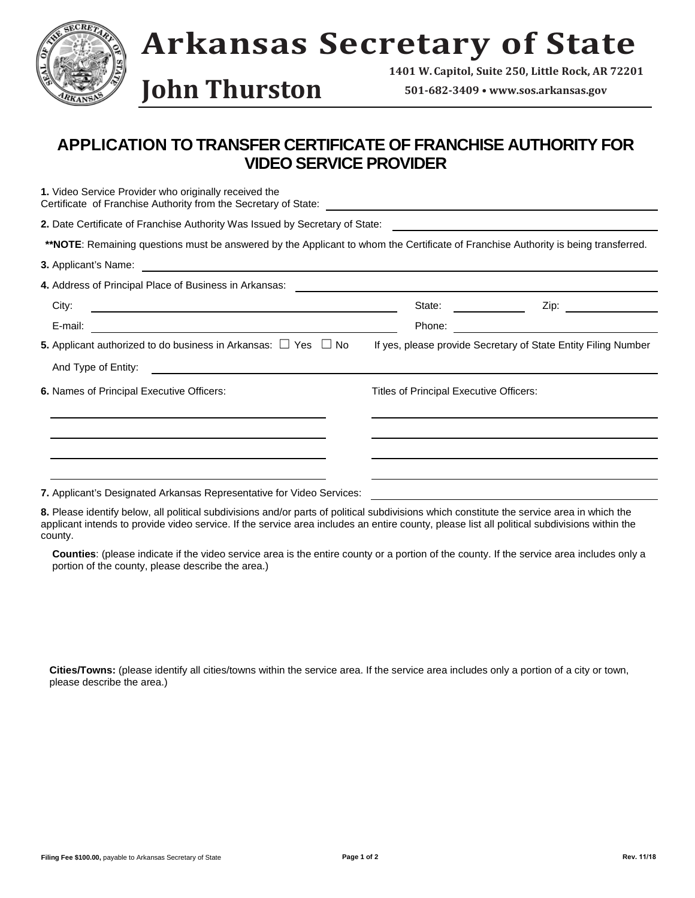# Arkansas Secretary of State

## John Thurston

1401 W. Capitol, Suite 250, Little Rock, AR 72201

501-682-3409 • www.sos.arkansas.gov

## APPLICATION TO TRANSFER CERTIFICATE OF FRANCHISE AUTHORITY FOR VIDEO SERVICE PROVIDER

**1.** Video Service Provider who originally received the Certificate of Franchise Authority from the Secretary of State: ______________________________

**2.** Date Certificate of Franchise Authority Was Issued by Secretary of State: ______________________________

**\*\*NOTE**: Remaining questions must be answered by the Applicant to whom the Certificate of Franchise Authority is being transferred.

**3.** Applicant's Name: ______________________________

**4.** Address of Principal Place of Business in Arkansas: ______________________________

City: ______________________________ State: __________ Zip: __________

E-mail: ______________________________ Phone: ______________________________

**5.** Applicant authorized to do business in Arkansas: ☐ Yes ☐ No If yes, please provide Secretary of State Entity Filing Number

And Type of Entity: ______________________________

**6.** Names of Principal Executive Officers: Titles of Principal Executive Officers:

| Names of Principal Executive Officers | Titles of Principal Executive Officers |
|---|---|
| | |
| | |
| | |
| | |

**7.** Applicant's Designated Arkansas Representative for Video Services: ______________________________

**8.** Please identify below, all political subdivisions and/or parts of political subdivisions which constitute the service area in which the applicant intends to provide video service. If the service area includes an entire county, please list all political subdivisions within the county.

**Counties**: (please indicate if the video service area is the entire county or a portion of the county. If the service area includes only a portion of the county, please describe the area.)

**Cities/Towns:** (please identify all cities/towns within the service area. If the service area includes only a portion of a city or town, please describe the area.)

**Filing Fee $100.00,** payable to Arkansas Secretary of State

Rev. 11/18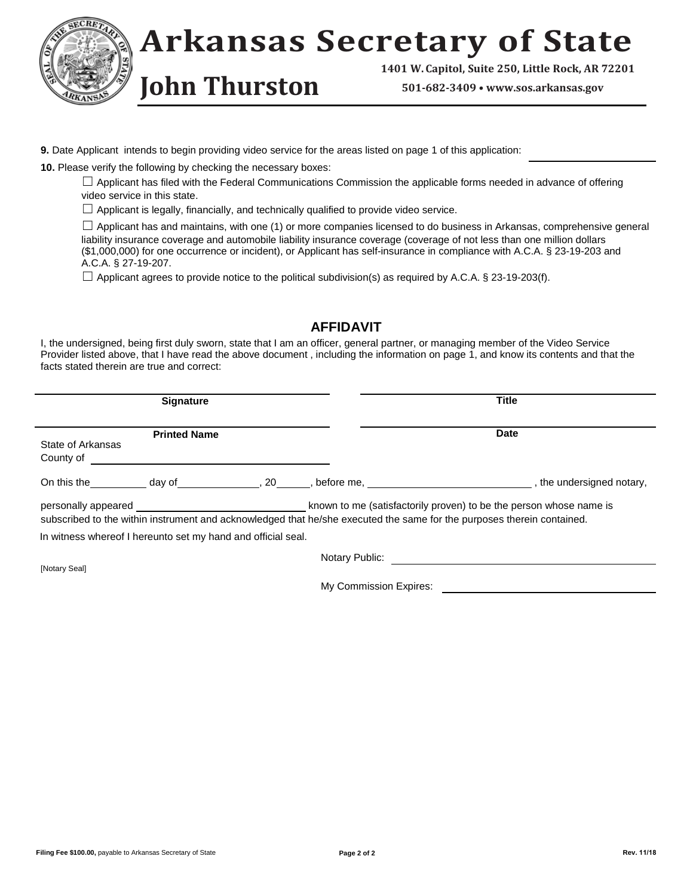# Arkansas Secretary of State

## John Thurston

1401 W. Capitol, Suite 250, Little Rock, AR 72201

501-682-3409 • www.sos.arkansas.gov

**9.** Date Applicant intends to begin providing video service for the areas listed on page 1 of this application: ____________________

**10.** Please verify the following by checking the necessary boxes:

☐ Applicant has filed with the Federal Communications Commission the applicable forms needed in advance of offering video service in this state.

☐ Applicant is legally, financially, and technically qualified to provide video service.

☐ Applicant has and maintains, with one (1) or more companies licensed to do business in Arkansas, comprehensive general liability insurance coverage and automobile liability insurance coverage (coverage of not less than one million dollars ($1,000,000) for one occurrence or incident), or Applicant has self-insurance in compliance with A.C.A. § 23-19-203 and A.C.A. § 27-19-207.

☐ Applicant agrees to provide notice to the political subdivision(s) as required by A.C.A. § 23-19-203(f).

## AFFIDAVIT

I, the undersigned, being first duly sworn, state that I am an officer, general partner, or managing member of the Video Service Provider listed above, that I have read the above document , including the information on page 1, and know its contents and that the facts stated therein are true and correct:

____________________ **Signature** ____________________ **Title**

____________________ **Printed Name** ____________________ **Date**

State of Arkansas

County of ____________________

On this the ________ day of ____________, 20_____, before me, ________________________, the undersigned notary,

personally appeared ________________________ known to me (satisfactorily proven) to be the person whose name is subscribed to the within instrument and acknowledged that he/she executed the same for the purposes therein contained.

In witness whereof I hereunto set my hand and official seal.

[Notary Seal]

Notary Public: ________________________

My Commission Expires: ________________________

**Filing Fee $100.00,** payable to Arkansas Secretary of State

Rev. 11/18